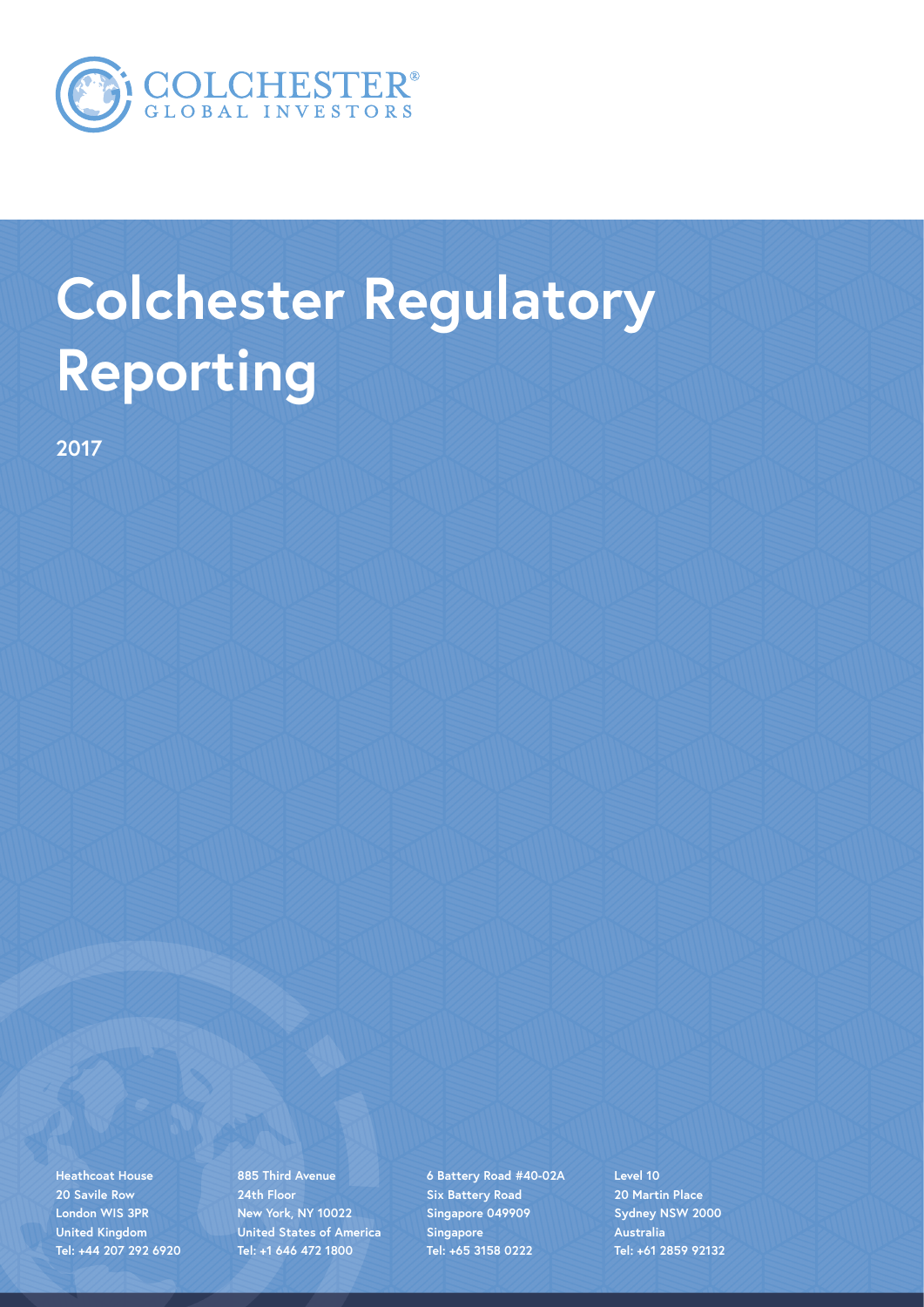COLCHESTER®
GLOBAL INVESTORS

# Colchester Regulatory Reporting

2017

Heathcoat House
20 Savile Row
London WIS 3PR
United Kingdom
Tel: +44 207 292 6920

885 Third Avenue
24th Floor
New York, NY 10022
United States of America
Tel: +1 646 472 1800

6 Battery Road #40-02A
Six Battery Road
Singapore 049909
Singapore
Tel: +65 3158 0222

Level 10
20 Martin Place
Sydney NSW 2000
Australia
Tel: +61 2859 92132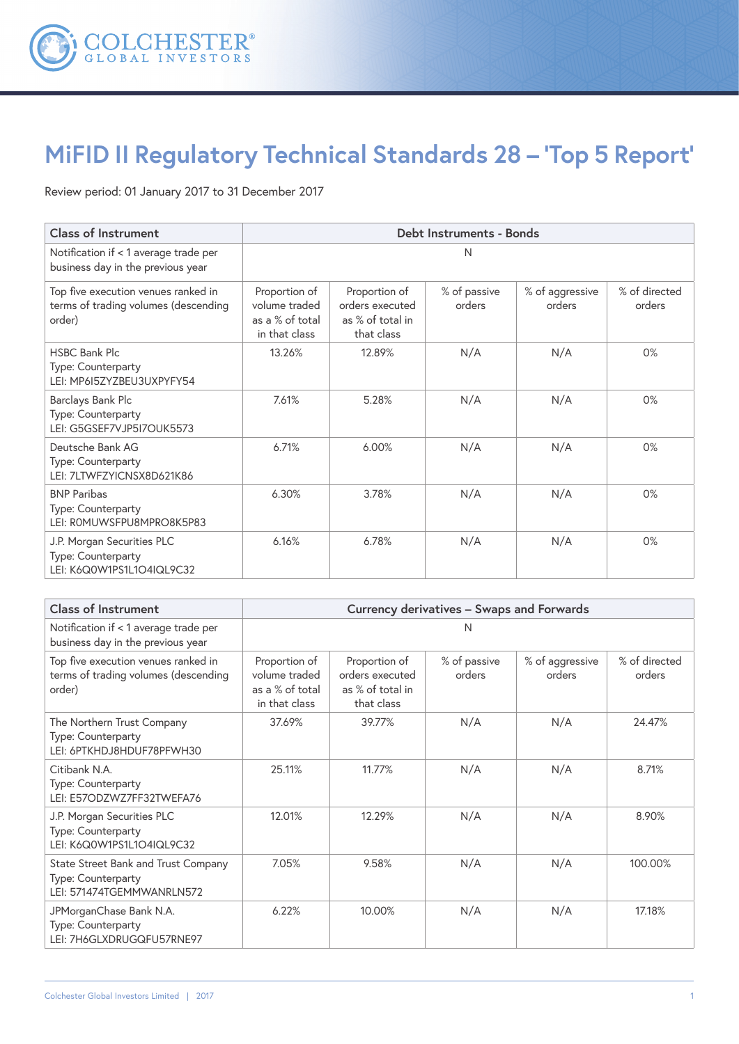# MiFID II Regulatory Technical Standards 28 – 'Top 5 Report'

Review period: 01 January 2017 to 31 December 2017

| Class of Instrument | Debt Instruments - Bonds | | | | |
|---|---|---|---|---|---|
| Notification if < 1 average trade per business day in the previous year | N | | | | |
| Top five execution venues ranked in terms of trading volumes (descending order) | Proportion of volume traded as a % of total in that class | Proportion of orders executed as % of total in that class | % of passive orders | % of aggressive orders | % of directed orders |
| HSBC Bank Plc<br>Type: Counterparty<br>LEI: MP6I5ZYZBEU3UXPYFY54 | 13.26% | 12.89% | N/A | N/A | 0% |
| Barclays Bank Plc<br>Type: Counterparty<br>LEI: G5GSEF7VJP5I7OUK5573 | 7.61% | 5.28% | N/A | N/A | 0% |
| Deutsche Bank AG<br>Type: Counterparty<br>LEI: 7LTWFZYICNSX8D621K86 | 6.71% | 6.00% | N/A | N/A | 0% |
| BNP Paribas<br>Type: Counterparty<br>LEI: R0MUWSFPU8MPRO8K5P83 | 6.30% | 3.78% | N/A | N/A | 0% |
| J.P. Morgan Securities PLC<br>Type: Counterparty<br>LEI: K6Q0W1PS1L1O4IQL9C32 | 6.16% | 6.78% | N/A | N/A | 0% |

| Class of Instrument | Currency derivatives – Swaps and Forwards | | | | |
|---|---|---|---|---|---|
| Notification if < 1 average trade per business day in the previous year | N | | | | |
| Top five execution venues ranked in terms of trading volumes (descending order) | Proportion of volume traded as a % of total in that class | Proportion of orders executed as % of total in that class | % of passive orders | % of aggressive orders | % of directed orders |
| The Northern Trust Company<br>Type: Counterparty<br>LEI: 6PTKHDJ8HDUF78PFWH30 | 37.69% | 39.77% | N/A | N/A | 24.47% |
| Citibank N.A.<br>Type: Counterparty<br>LEI: E57ODZWZ7FF32TWEFA76 | 25.11% | 11.77% | N/A | N/A | 8.71% |
| J.P. Morgan Securities PLC<br>Type: Counterparty<br>LEI: K6Q0W1PS1L1O4IQL9C32 | 12.01% | 12.29% | N/A | N/A | 8.90% |
| State Street Bank and Trust Company<br>Type: Counterparty<br>LEI: 571474TGEMMWANRLN572 | 7.05% | 9.58% | N/A | N/A | 100.00% |
| JPMorganChase Bank N.A.<br>Type: Counterparty<br>LEI: 7H6GLXDRUGQFU57RNE97 | 6.22% | 10.00% | N/A | N/A | 17.18% |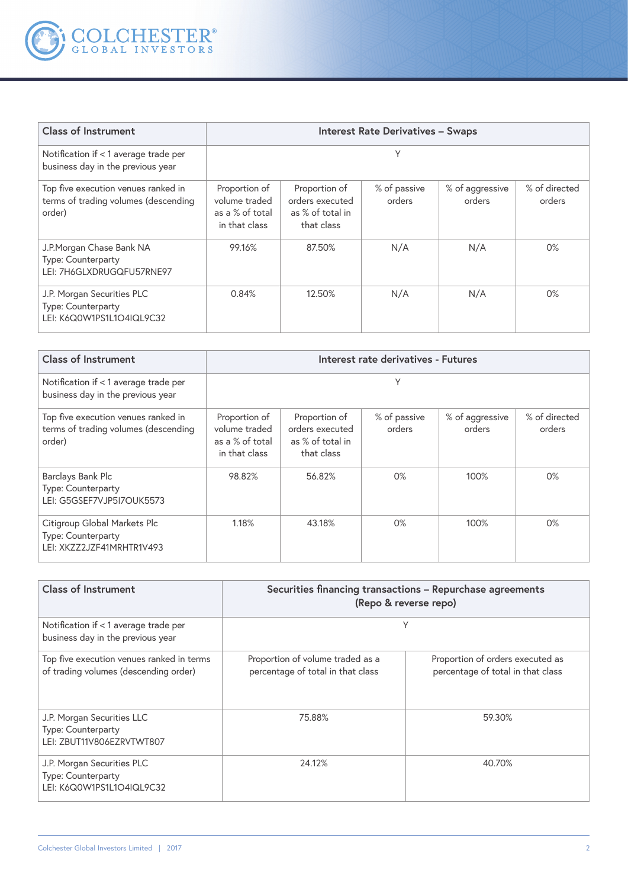| Class of Instrument | Interest Rate Derivatives – Swaps | | | | |
|---|---|---|---|---|---|
| Notification if < 1 average trade per business day in the previous year | Y | | | | |
| Top five execution venues ranked in terms of trading volumes (descending order) | Proportion of volume traded as a % of total in that class | Proportion of orders executed as % of total in that class | % of passive orders | % of aggressive orders | % of directed orders |
| J.P.Morgan Chase Bank NA<br>Type: Counterparty<br>LEI: 7H6GLXDRUGQFU57RNE97 | 99.16% | 87.50% | N/A | N/A | 0% |
| J.P. Morgan Securities PLC<br>Type: Counterparty<br>LEI: K6Q0W1PS1L1O4IQL9C32 | 0.84% | 12.50% | N/A | N/A | 0% |

| Class of Instrument | Interest rate derivatives - Futures | | | | |
|---|---|---|---|---|---|
| Notification if < 1 average trade per business day in the previous year | Y | | | | |
| Top five execution venues ranked in terms of trading volumes (descending order) | Proportion of volume traded as a % of total in that class | Proportion of orders executed as % of total in that class | % of passive orders | % of aggressive orders | % of directed orders |
| Barclays Bank Plc<br>Type: Counterparty<br>LEI: G5GSEF7VJP5I7OUK5573 | 98.82% | 56.82% | 0% | 100% | 0% |
| Citigroup Global Markets Plc<br>Type: Counterparty<br>LEI: XKZZ2JZF41MRHTR1V493 | 1.18% | 43.18% | 0% | 100% | 0% |

| Class of Instrument | Securities financing transactions – Repurchase agreements (Repo & reverse repo) | |
|---|---|---|
| Notification if < 1 average trade per business day in the previous year | Y | |
| Top five execution venues ranked in terms of trading volumes (descending order) | Proportion of volume traded as a percentage of total in that class | Proportion of orders executed as percentage of total in that class |
| J.P. Morgan Securities LLC<br>Type: Counterparty<br>LEI: ZBUT11V806EZRVTWT807 | 75.88% | 59.30% |
| J.P. Morgan Securities PLC<br>Type: Counterparty<br>LEI: K6Q0W1PS1L1O4IQL9C32 | 24.12% | 40.70% |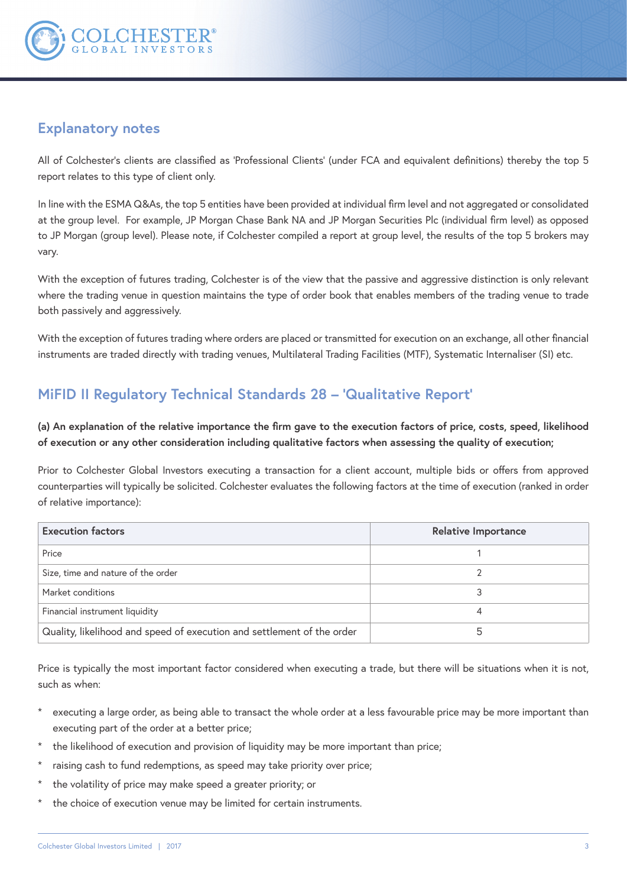## Explanatory notes

All of Colchester's clients are classified as 'Professional Clients' (under FCA and equivalent definitions) thereby the top 5 report relates to this type of client only.

In line with the ESMA Q&As, the top 5 entities have been provided at individual firm level and not aggregated or consolidated at the group level. For example, JP Morgan Chase Bank NA and JP Morgan Securities Plc (individual firm level) as opposed to JP Morgan (group level). Please note, if Colchester compiled a report at group level, the results of the top 5 brokers may vary.

With the exception of futures trading, Colchester is of the view that the passive and aggressive distinction is only relevant where the trading venue in question maintains the type of order book that enables members of the trading venue to trade both passively and aggressively.

With the exception of futures trading where orders are placed or transmitted for execution on an exchange, all other financial instruments are traded directly with trading venues, Multilateral Trading Facilities (MTF), Systematic Internaliser (SI) etc.

## MiFID II Regulatory Technical Standards 28 – 'Qualitative Report'

**(a) An explanation of the relative importance the firm gave to the execution factors of price, costs, speed, likelihood of execution or any other consideration including qualitative factors when assessing the quality of execution;**

Prior to Colchester Global Investors executing a transaction for a client account, multiple bids or offers from approved counterparties will typically be solicited. Colchester evaluates the following factors at the time of execution (ranked in order of relative importance):

| Execution factors | Relative Importance |
|---|---|
| Price | 1 |
| Size, time and nature of the order | 2 |
| Market conditions | 3 |
| Financial instrument liquidity | 4 |
| Quality, likelihood and speed of execution and settlement of the order | 5 |

Price is typically the most important factor considered when executing a trade, but there will be situations when it is not, such as when:

* executing a large order, as being able to transact the whole order at a less favourable price may be more important than executing part of the order at a better price;
* the likelihood of execution and provision of liquidity may be more important than price;
* raising cash to fund redemptions, as speed may take priority over price;
* the volatility of price may make speed a greater priority; or
* the choice of execution venue may be limited for certain instruments.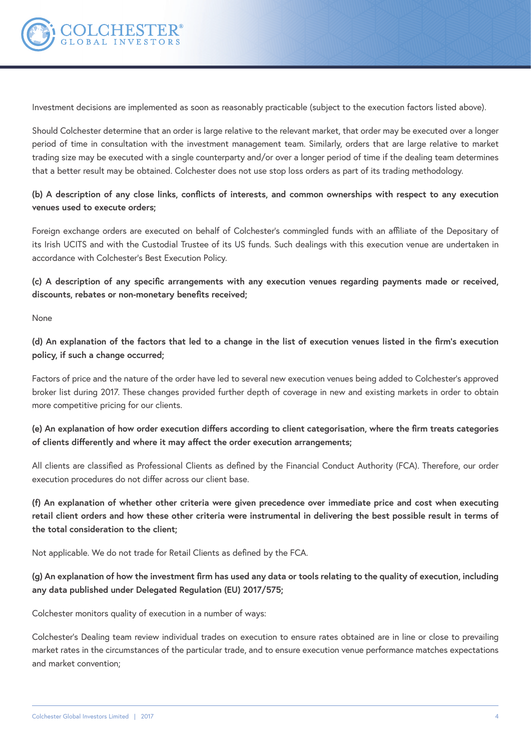Investment decisions are implemented as soon as reasonably practicable (subject to the execution factors listed above).

Should Colchester determine that an order is large relative to the relevant market, that order may be executed over a longer period of time in consultation with the investment management team. Similarly, orders that are large relative to market trading size may be executed with a single counterparty and/or over a longer period of time if the dealing team determines that a better result may be obtained. Colchester does not use stop loss orders as part of its trading methodology.

**(b) A description of any close links, conflicts of interests, and common ownerships with respect to any execution venues used to execute orders;**

Foreign exchange orders are executed on behalf of Colchester's commingled funds with an affiliate of the Depositary of its Irish UCITS and with the Custodial Trustee of its US funds. Such dealings with this execution venue are undertaken in accordance with Colchester's Best Execution Policy.

**(c) A description of any specific arrangements with any execution venues regarding payments made or received, discounts, rebates or non-monetary benefits received;**

None

**(d) An explanation of the factors that led to a change in the list of execution venues listed in the firm's execution policy, if such a change occurred;**

Factors of price and the nature of the order have led to several new execution venues being added to Colchester's approved broker list during 2017. These changes provided further depth of coverage in new and existing markets in order to obtain more competitive pricing for our clients.

**(e) An explanation of how order execution differs according to client categorisation, where the firm treats categories of clients differently and where it may affect the order execution arrangements;**

All clients are classified as Professional Clients as defined by the Financial Conduct Authority (FCA). Therefore, our order execution procedures do not differ across our client base.

**(f) An explanation of whether other criteria were given precedence over immediate price and cost when executing retail client orders and how these other criteria were instrumental in delivering the best possible result in terms of the total consideration to the client;**

Not applicable. We do not trade for Retail Clients as defined by the FCA.

**(g) An explanation of how the investment firm has used any data or tools relating to the quality of execution, including any data published under Delegated Regulation (EU) 2017/575;**

Colchester monitors quality of execution in a number of ways:

Colchester's Dealing team review individual trades on execution to ensure rates obtained are in line or close to prevailing market rates in the circumstances of the particular trade, and to ensure execution venue performance matches expectations and market convention;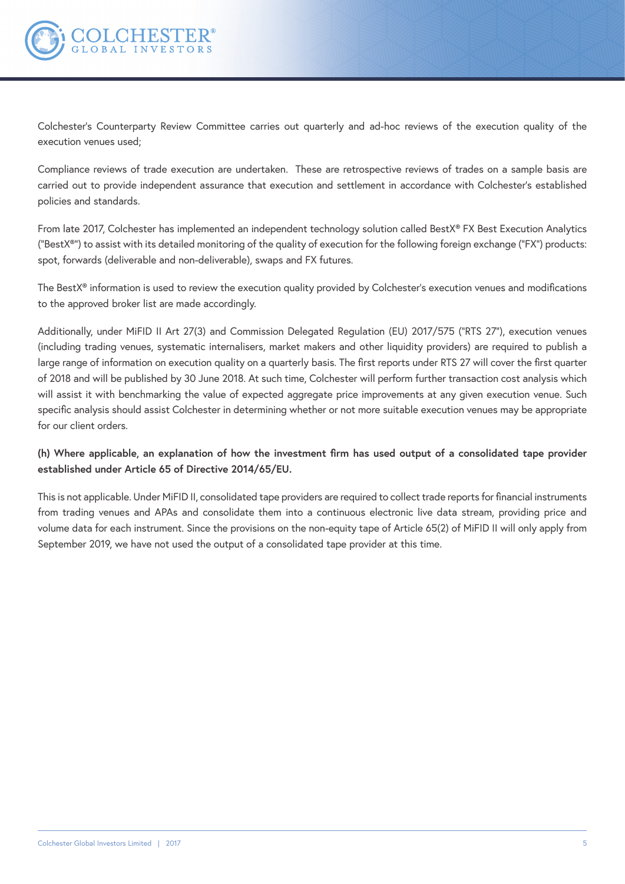Colchester's Counterparty Review Committee carries out quarterly and ad-hoc reviews of the execution quality of the execution venues used;

Compliance reviews of trade execution are undertaken. These are retrospective reviews of trades on a sample basis are carried out to provide independent assurance that execution and settlement in accordance with Colchester's established policies and standards.

From late 2017, Colchester has implemented an independent technology solution called BestX® FX Best Execution Analytics ("BestX®") to assist with its detailed monitoring of the quality of execution for the following foreign exchange ("FX") products: spot, forwards (deliverable and non-deliverable), swaps and FX futures.

The BestX® information is used to review the execution quality provided by Colchester's execution venues and modifications to the approved broker list are made accordingly.

Additionally, under MiFID II Art 27(3) and Commission Delegated Regulation (EU) 2017/575 ("RTS 27"), execution venues (including trading venues, systematic internalisers, market makers and other liquidity providers) are required to publish a large range of information on execution quality on a quarterly basis. The first reports under RTS 27 will cover the first quarter of 2018 and will be published by 30 June 2018. At such time, Colchester will perform further transaction cost analysis which will assist it with benchmarking the value of expected aggregate price improvements at any given execution venue. Such specific analysis should assist Colchester in determining whether or not more suitable execution venues may be appropriate for our client orders.

**(h) Where applicable, an explanation of how the investment firm has used output of a consolidated tape provider established under Article 65 of Directive 2014/65/EU.**

This is not applicable. Under MiFID II, consolidated tape providers are required to collect trade reports for financial instruments from trading venues and APAs and consolidate them into a continuous electronic live data stream, providing price and volume data for each instrument. Since the provisions on the non-equity tape of Article 65(2) of MiFID II will only apply from September 2019, we have not used the output of a consolidated tape provider at this time.